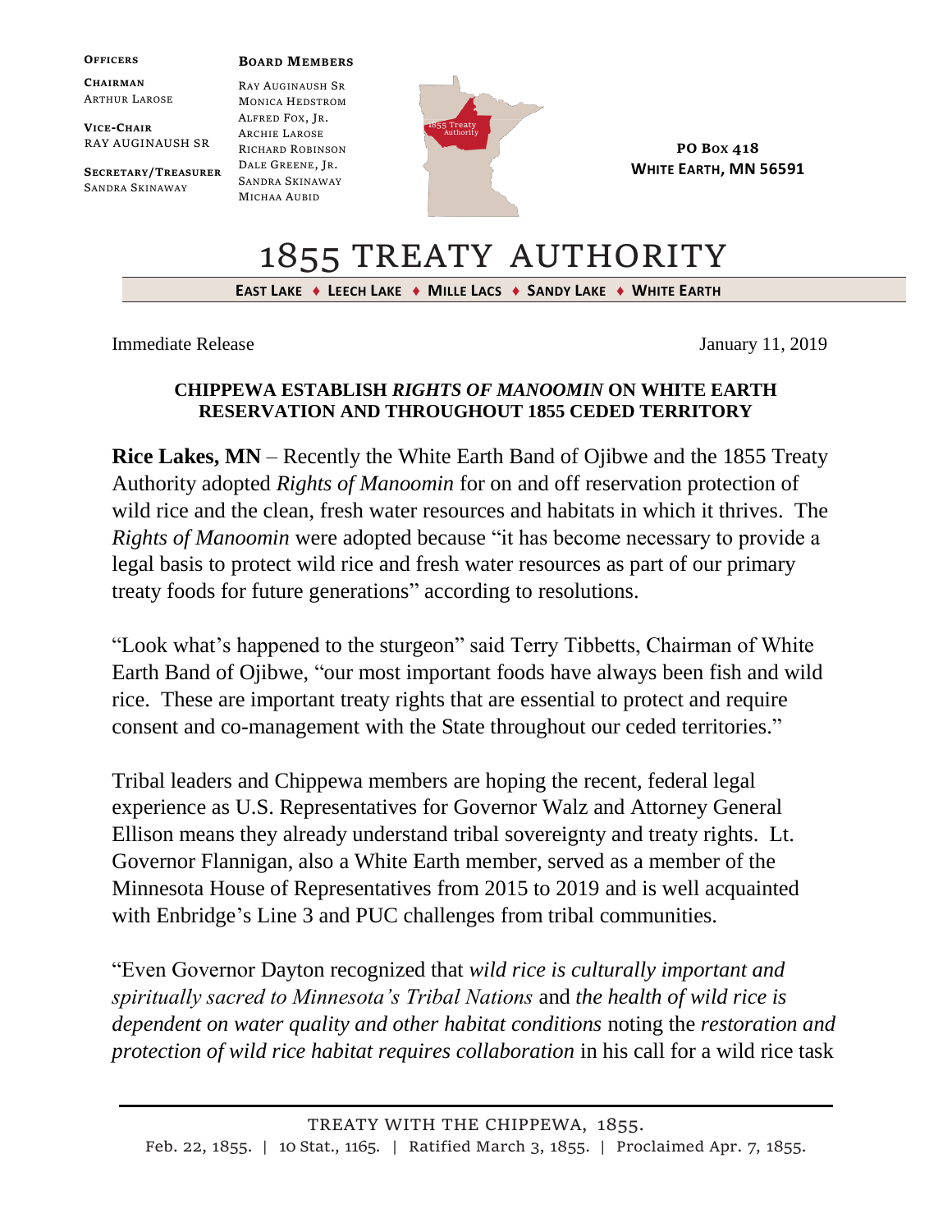**Officers**

**Chairman**
Arthur LaRose

**Vice-Chair**
Ray Auginaush Sr

**Secretary/Treasurer**
Sandra Skinaway

**Board Members**

Ray Auginaush Sr
Monica Hedstrom
Alfred Fox, Jr.
Archie LaRose
Richard Robinson
Dale Greene, Jr.
Sandra Skinaway
Michaa Aubid

1855 Treaty Authority

**PO Box 418**
**White Earth, MN 56591**

# 1855 TREATY AUTHORITY

**East Lake ♦ Leech Lake ♦ Mille Lacs ♦ Sandy Lake ♦ White Earth**

Immediate Release

January 11, 2019

**CHIPPEWA ESTABLISH *RIGHTS OF MANOOMIN* ON WHITE EARTH RESERVATION AND THROUGHOUT 1855 CEDED TERRITORY**

**Rice Lakes, MN** – Recently the White Earth Band of Ojibwe and the 1855 Treaty Authority adopted *Rights of Manoomin* for on and off reservation protection of wild rice and the clean, fresh water resources and habitats in which it thrives. The *Rights of Manoomin* were adopted because "it has become necessary to provide a legal basis to protect wild rice and fresh water resources as part of our primary treaty foods for future generations" according to resolutions.

"Look what's happened to the sturgeon" said Terry Tibbetts, Chairman of White Earth Band of Ojibwe, "our most important foods have always been fish and wild rice. These are important treaty rights that are essential to protect and require consent and co-management with the State throughout our ceded territories."

Tribal leaders and Chippewa members are hoping the recent, federal legal experience as U.S. Representatives for Governor Walz and Attorney General Ellison means they already understand tribal sovereignty and treaty rights. Lt. Governor Flannigan, also a White Earth member, served as a member of the Minnesota House of Representatives from 2015 to 2019 and is well acquainted with Enbridge's Line 3 and PUC challenges from tribal communities.

"Even Governor Dayton recognized that *wild rice is culturally important and spiritually sacred to Minnesota's Tribal Nations* and *the health of wild rice is dependent on water quality and other habitat conditions* noting the *restoration and protection of wild rice habitat requires collaboration* in his call for a wild rice task

TREATY WITH THE CHIPPEWA, 1855.
Feb. 22, 1855. | 10 Stat., 1165. | Ratified March 3, 1855. | Proclaimed Apr. 7, 1855.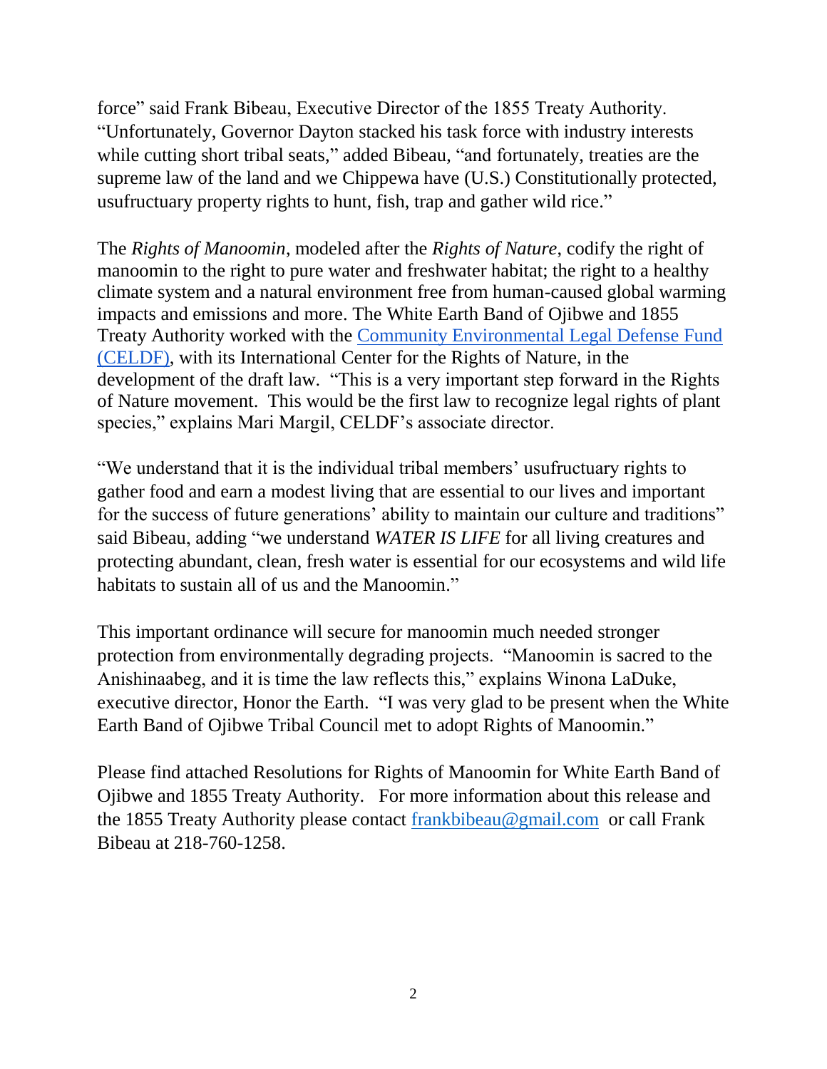force" said Frank Bibeau, Executive Director of the 1855 Treaty Authority. "Unfortunately, Governor Dayton stacked his task force with industry interests while cutting short tribal seats," added Bibeau, "and fortunately, treaties are the supreme law of the land and we Chippewa have (U.S.) Constitutionally protected, usufructuary property rights to hunt, fish, trap and gather wild rice."

The *Rights of Manoomin*, modeled after the *Rights of Nature*, codify the right of manoomin to the right to pure water and freshwater habitat; the right to a healthy climate system and a natural environment free from human-caused global warming impacts and emissions and more. The White Earth Band of Ojibwe and 1855 Treaty Authority worked with the Community Environmental Legal Defense Fund (CELDF), with its International Center for the Rights of Nature, in the development of the draft law. "This is a very important step forward in the Rights of Nature movement. This would be the first law to recognize legal rights of plant species," explains Mari Margil, CELDF's associate director.

"We understand that it is the individual tribal members' usufructuary rights to gather food and earn a modest living that are essential to our lives and important for the success of future generations' ability to maintain our culture and traditions" said Bibeau, adding "we understand *WATER IS LIFE* for all living creatures and protecting abundant, clean, fresh water is essential for our ecosystems and wild life habitats to sustain all of us and the Manoomin."

This important ordinance will secure for manoomin much needed stronger protection from environmentally degrading projects. "Manoomin is sacred to the Anishinaabeg, and it is time the law reflects this," explains Winona LaDuke, executive director, Honor the Earth. "I was very glad to be present when the White Earth Band of Ojibwe Tribal Council met to adopt Rights of Manoomin."

Please find attached Resolutions for Rights of Manoomin for White Earth Band of Ojibwe and 1855 Treaty Authority. For more information about this release and the 1855 Treaty Authority please contact frankbibeau@gmail.com or call Frank Bibeau at 218-760-1258.